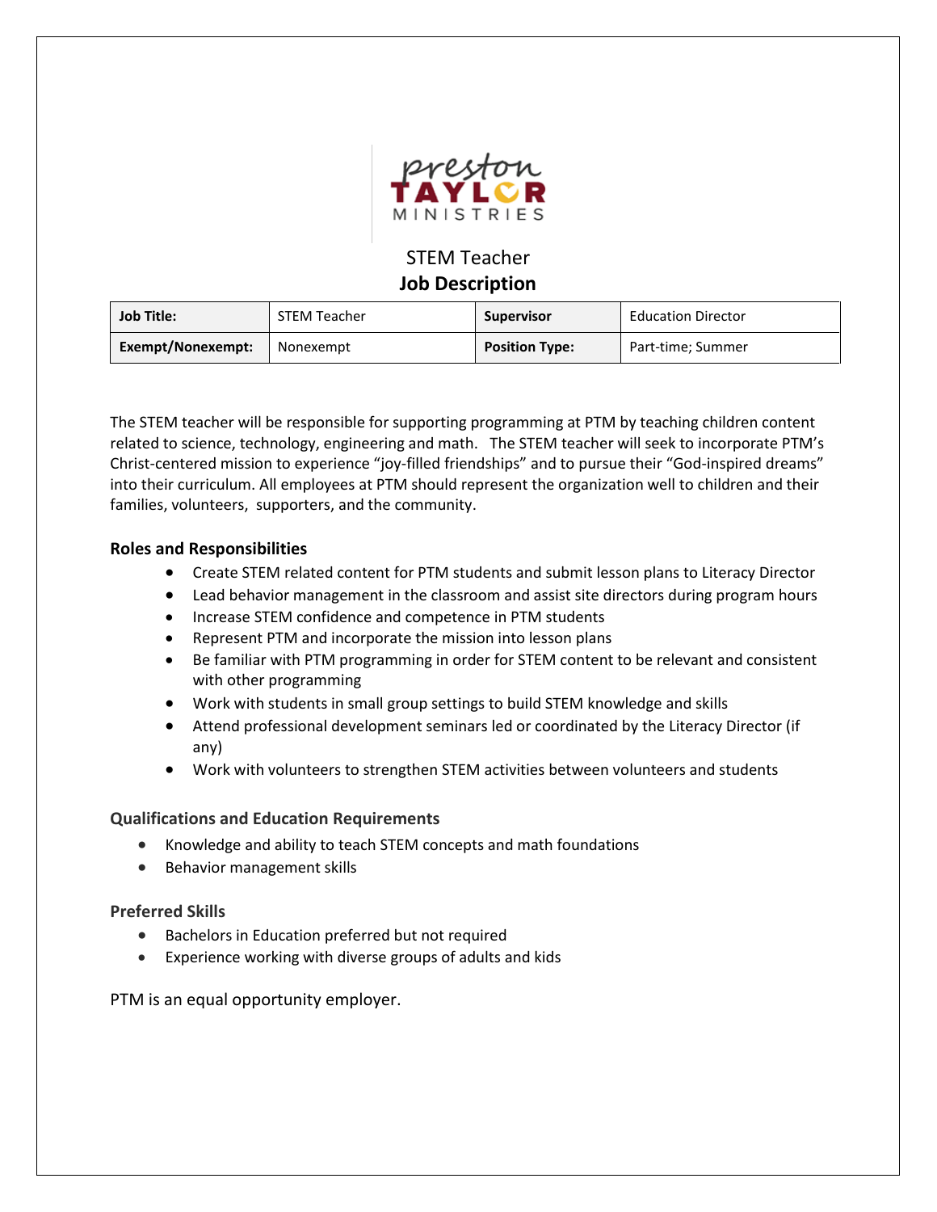STEM Teacher

**Job Description**

| **Job Title:** | STEM Teacher | **Supervisor** | Education Director |
| --- | --- | --- | --- |
| **Exempt/Nonexempt:** | Nonexempt | **Position Type:** | Part-time; Summer |

The STEM teacher will be responsible for supporting programming at PTM by teaching children content related to science, technology, engineering and math. The STEM teacher will seek to incorporate PTM's Christ-centered mission to experience "joy-filled friendships" and to pursue their "God-inspired dreams" into their curriculum. All employees at PTM should represent the organization well to children and their families, volunteers, supporters, and the community.

### Roles and Responsibilities

- Create STEM related content for PTM students and submit lesson plans to Literacy Director
- Lead behavior management in the classroom and assist site directors during program hours
- Increase STEM confidence and competence in PTM students
- Represent PTM and incorporate the mission into lesson plans
- Be familiar with PTM programming in order for STEM content to be relevant and consistent with other programming
- Work with students in small group settings to build STEM knowledge and skills
- Attend professional development seminars led or coordinated by the Literacy Director (if any)
- Work with volunteers to strengthen STEM activities between volunteers and students

### Qualifications and Education Requirements

- Knowledge and ability to teach STEM concepts and math foundations
- Behavior management skills

### Preferred Skills

- Bachelors in Education preferred but not required
- Experience working with diverse groups of adults and kids

PTM is an equal opportunity employer.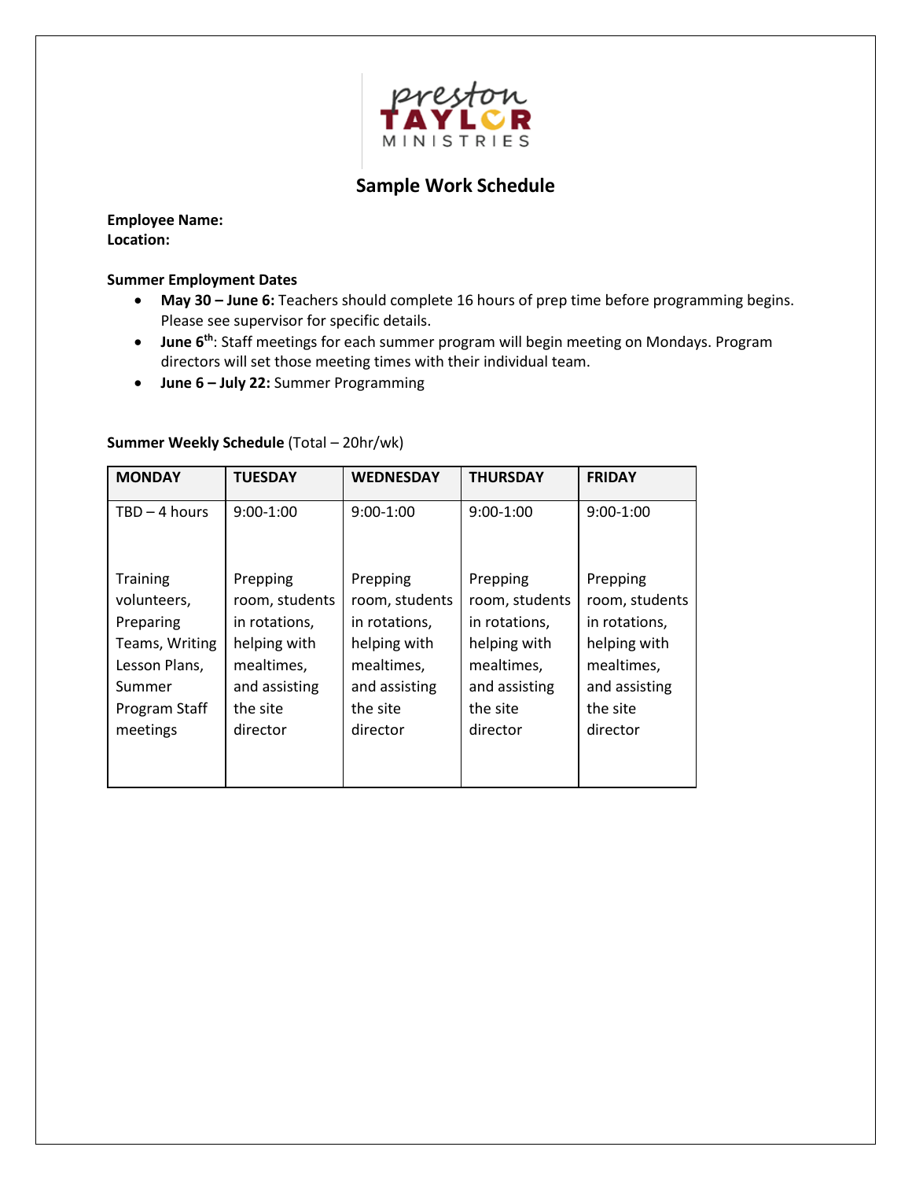# Sample Work Schedule

**Employee Name:**
**Location:**

**Summer Employment Dates**

- **May 30 – June 6:** Teachers should complete 16 hours of prep time before programming begins. Please see supervisor for specific details.
- **June 6th**: Staff meetings for each summer program will begin meeting on Mondays. Program directors will set those meeting times with their individual team.
- **June 6 – July 22:** Summer Programming

**Summer Weekly Schedule** (Total – 20hr/wk)

| MONDAY | TUESDAY | WEDNESDAY | THURSDAY | FRIDAY |
|---|---|---|---|---|
| TBD – 4 hours<br><br>Training volunteers, Preparing Teams, Writing Lesson Plans, Summer Program Staff meetings | 9:00-1:00<br><br>Prepping room, students in rotations, helping with mealtimes, and assisting the site director | 9:00-1:00<br><br>Prepping room, students in rotations, helping with mealtimes, and assisting the site director | 9:00-1:00<br><br>Prepping room, students in rotations, helping with mealtimes, and assisting the site director | 9:00-1:00<br><br>Prepping room, students in rotations, helping with mealtimes, and assisting the site director |